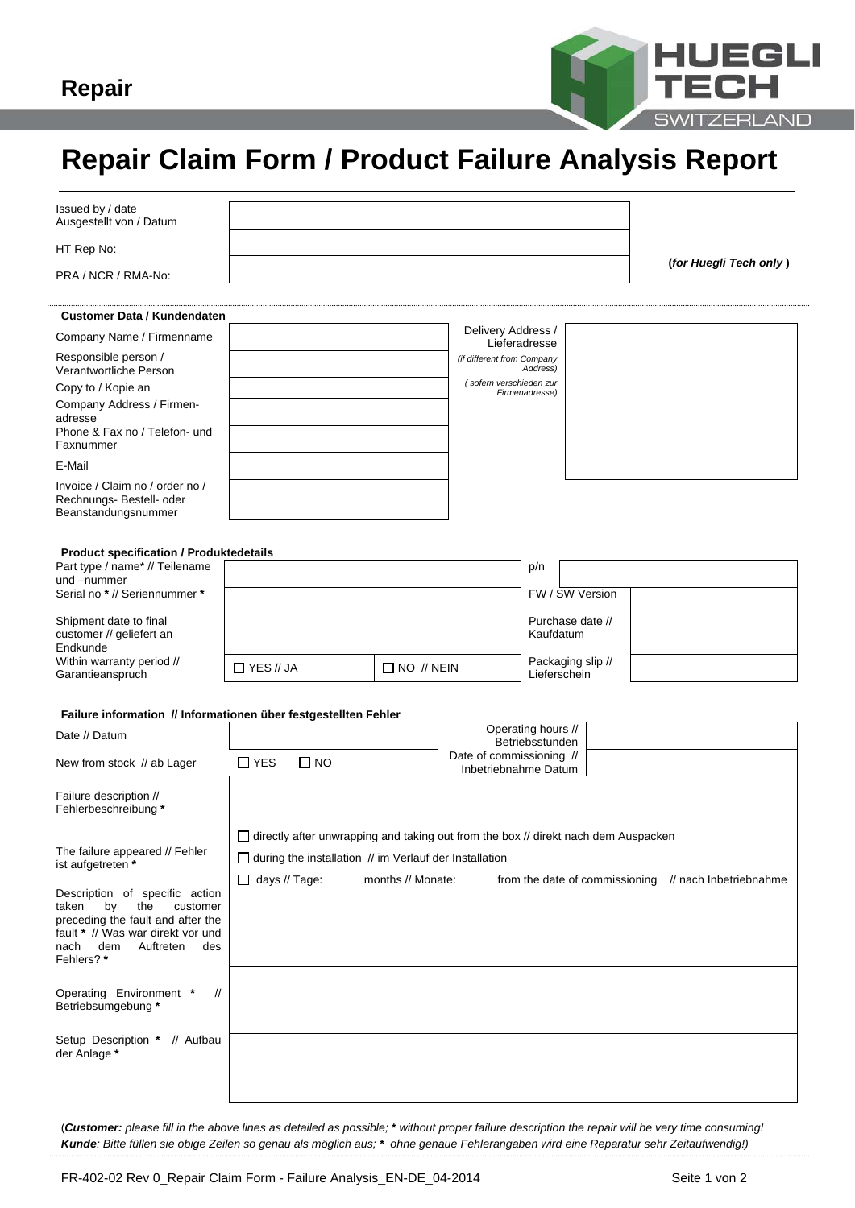# Repair

# Repair Claim Form / Product Failure Analysis Report

| | | |
|---|---|---|
| Issued by / date<br>Ausgestellt von / Datum | | |
| HT Rep No: | | **(*for Huegli Tech only*)** |
| PRA / NCR / RMA-No: | | |

**Customer Data / Kundendaten**

| | | | |
|---|---|---|---|
| Company Name / Firmenname | | Delivery Address / Lieferadresse<br>*(if different from Company Address)*<br>*( sofern verschieden zur Firmenadresse)* | |
| Responsible person / Verantwortliche Person | | | |
| Copy to / Kopie an | | | |
| Company Address / Firmen-adresse | | | |
| Phone & Fax no / Telefon- und Faxnummer | | | |
| E-Mail | | | |
| Invoice / Claim no / order no / Rechnungs- Bestell- oder Beanstandungsnummer | | | |

**Product specification / Produktedetails**

| | | | | |
|---|---|---|---|---|
| Part type / name* // Teilename und –nummer | | | p/n | |
| Serial no * // Seriennummer * | | | FW / SW Version | |
| Shipment date to final customer // geliefert an Endkunde | | | Purchase date // Kaufdatum | |
| Within warranty period // Garantieanspruch | ☐ YES // JA | ☐ NO // NEIN | Packaging slip // Lieferschein | |

**Failure information // Informationen über festgestellten Fehler**

| | | | |
|---|---|---|---|
| Date // Datum | | Operating hours // Betriebsstunden | |
| New from stock // ab Lager | ☐ YES ☐ NO | Date of commissioning // Inbetriebnahme Datum | |
| Failure description // Fehlerbeschreibung * | | | |
| The failure appeared // Fehler ist aufgetreten * | ☐ directly after unwrapping and taking out from the box // direkt nach dem Auspacken<br>☐ during the installation // im Verlauf der Installation<br>☐ days // Tage: months // Monate: from the date of commissioning // nach Inbetriebnahme | | |
| Description of specific action taken by the customer preceding the fault and after the fault * // Was war direkt vor und nach dem Auftreten des Fehlers? * | | | |
| Operating Environment * // Betriebsumgebung * | | | |
| Setup Description * // Aufbau der Anlage * | | | |

(***Customer:*** *please fill in the above lines as detailed as possible;* ***** *without proper failure description the repair will be very time consuming!*
***Kunde****: Bitte füllen sie obige Zeilen so genau als möglich aus;* ***** *ohne genaue Fehlerangaben wird eine Reparatur sehr Zeitaufwendig!)*

FR-402-02 Rev 0_Repair Claim Form - Failure Analysis_EN-DE_04-2014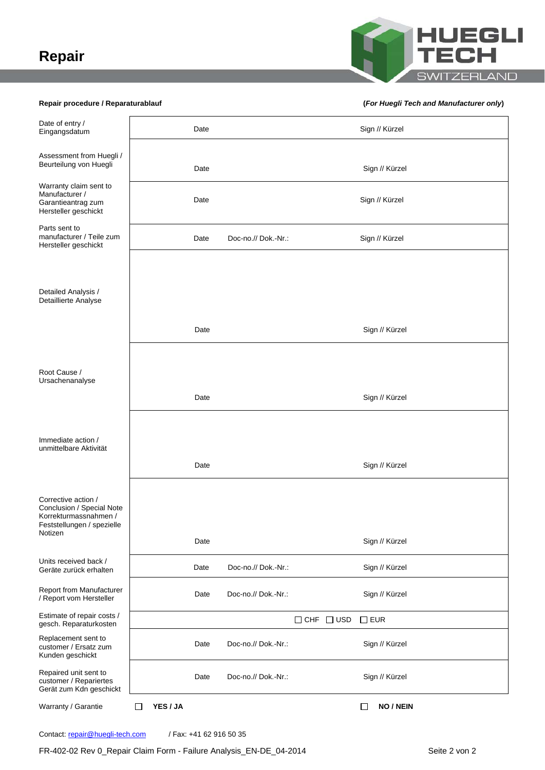# Repair

HUEGLI TECH SWITZERLAND

**Repair procedure / Reparaturablauf** **(*For Huegli Tech and Manufacturer only*)**

| | | | |
|---|---|---|---|
| Date of entry / Eingangsdatum | Date | | Sign // Kürzel |
| Assessment from Huegli / Beurteilung von Huegli | Date | | Sign // Kürzel |
| Warranty claim sent to Manufacturer / Garantieantrag zum Hersteller geschickt | Date | | Sign // Kürzel |
| Parts sent to manufacturer / Teile zum Hersteller geschickt | Date | Doc-no.// Dok.-Nr.: | Sign // Kürzel |
| Detailed Analysis / Detaillierte Analyse | Date | | Sign // Kürzel |
| Root Cause / Ursachenanalyse | Date | | Sign // Kürzel |
| Immediate action / unmittelbare Aktivität | Date | | Sign // Kürzel |
| Corrective action / Conclusion / Special Note Korrekturmassnahmen / Feststellungen / spezielle Notizen | Date | | Sign // Kürzel |
| Units received back / Geräte zurück erhalten | Date | Doc-no.// Dok.-Nr.: | Sign // Kürzel |
| Report from Manufacturer / Report vom Hersteller | Date | Doc-no.// Dok.-Nr.: | Sign // Kürzel |
| Estimate of repair costs / gesch. Reparaturkosten | | ☐ CHF ☐ USD | ☐ EUR |
| Replacement sent to customer / Ersatz zum Kunden geschickt | Date | Doc-no.// Dok.-Nr.: | Sign // Kürzel |
| Repaired unit sent to customer / Repariertes Gerät zum Kdn geschickt | Date | Doc-no.// Dok.-Nr.: | Sign // Kürzel |
| Warranty / Garantie | ☐ **YES / JA** | | ☐ **NO / NEIN** |

Contact: repair@huegli-tech.com / Fax: +41 62 916 50 35

FR-402-02 Rev 0_Repair Claim Form - Failure Analysis_EN-DE_04-2014